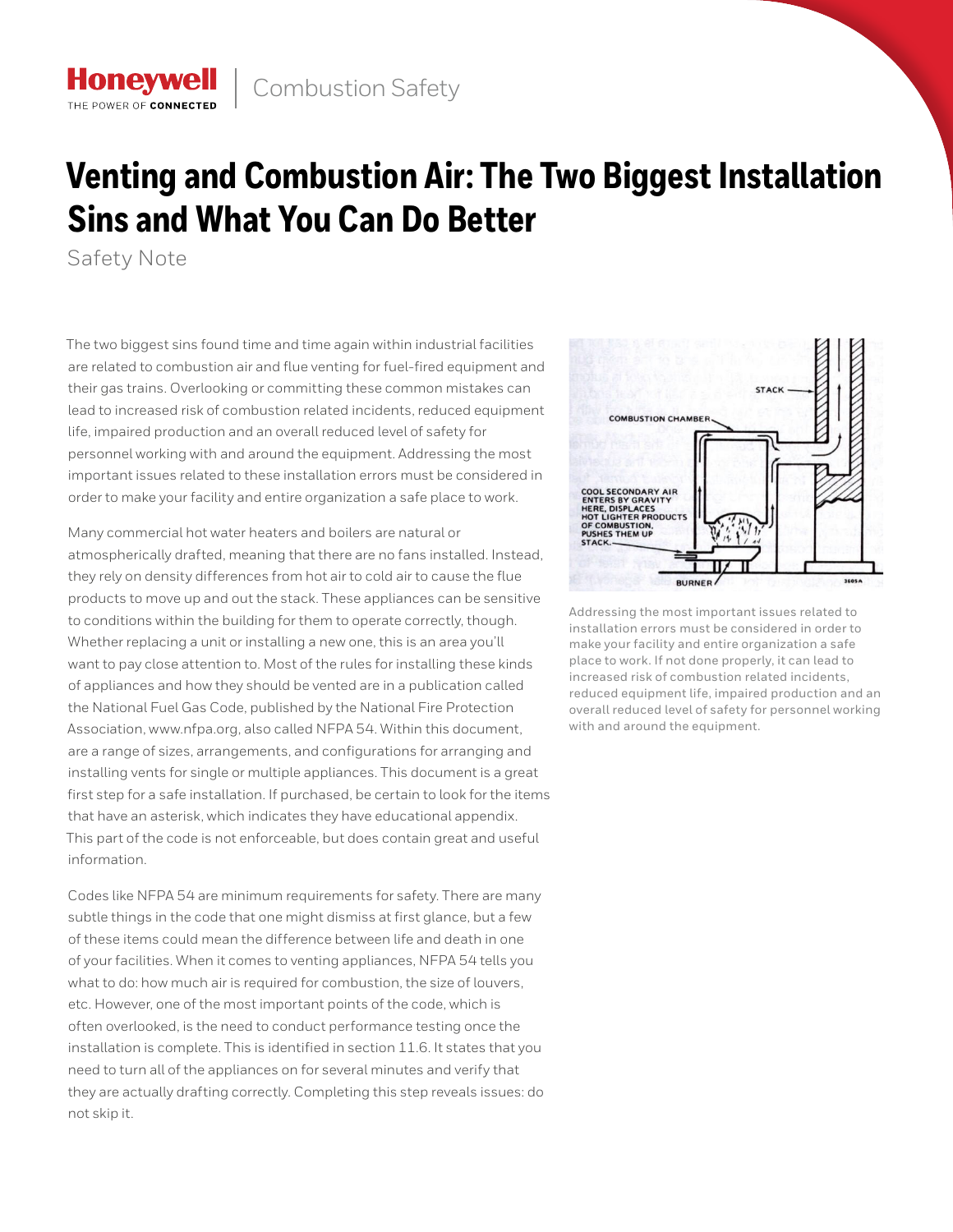Honeywell | Combustion Safety

# Venting and Combustion Air: The Two Biggest Installation Sins and What You Can Do Better

Safety Note

The two biggest sins found time and time again within industrial facilities are related to combustion air and flue venting for fuel-fired equipment and their gas trains. Overlooking or committing these common mistakes can lead to increased risk of combustion related incidents, reduced equipment life, impaired production and an overall reduced level of safety for personnel working with and around the equipment. Addressing the most important issues related to these installation errors must be considered in order to make your facility and entire organization a safe place to work.

Many commercial hot water heaters and boilers are natural or atmospherically drafted, meaning that there are no fans installed. Instead, they rely on density differences from hot air to cold air to cause the flue products to move up and out the stack. These appliances can be sensitive to conditions within the building for them to operate correctly, though. Whether replacing a unit or installing a new one, this is an area you'll want to pay close attention to. Most of the rules for installing these kinds of appliances and how they should be vented are in a publication called the National Fuel Gas Code, published by the National Fire Protection Association, www.nfpa.org, also called NFPA 54. Within this document, are a range of sizes, arrangements, and configurations for arranging and installing vents for single or multiple appliances. This document is a great first step for a safe installation. If purchased, be certain to look for the items that have an asterisk, which indicates they have educational appendix. This part of the code is not enforceable, but does contain great and useful information.

Codes like NFPA 54 are minimum requirements for safety. There are many subtle things in the code that one might dismiss at first glance, but a few of these items could mean the difference between life and death in one of your facilities. When it comes to venting appliances, NFPA 54 tells you what to do: how much air is required for combustion, the size of louvers, etc. However, one of the most important points of the code, which is often overlooked, is the need to conduct performance testing once the installation is complete. This is identified in section 11.6. It states that you need to turn all of the appliances on for several minutes and verify that they are actually drafting correctly. Completing this step reveals issues: do not skip it.

STACK

COMBUSTION CHAMBER

COOL SECONDARY AIR ENTERS BY GRAVITY HERE, DISPLACES HOT LIGHTER PRODUCTS OF COMBUSTION, PUSHES THEM UP STACK.

BURNER

Addressing the most important issues related to installation errors must be considered in order to make your facility and entire organization a safe place to work. If not done properly, it can lead to increased risk of combustion related incidents, reduced equipment life, impaired production and an overall reduced level of safety for personnel working with and around the equipment.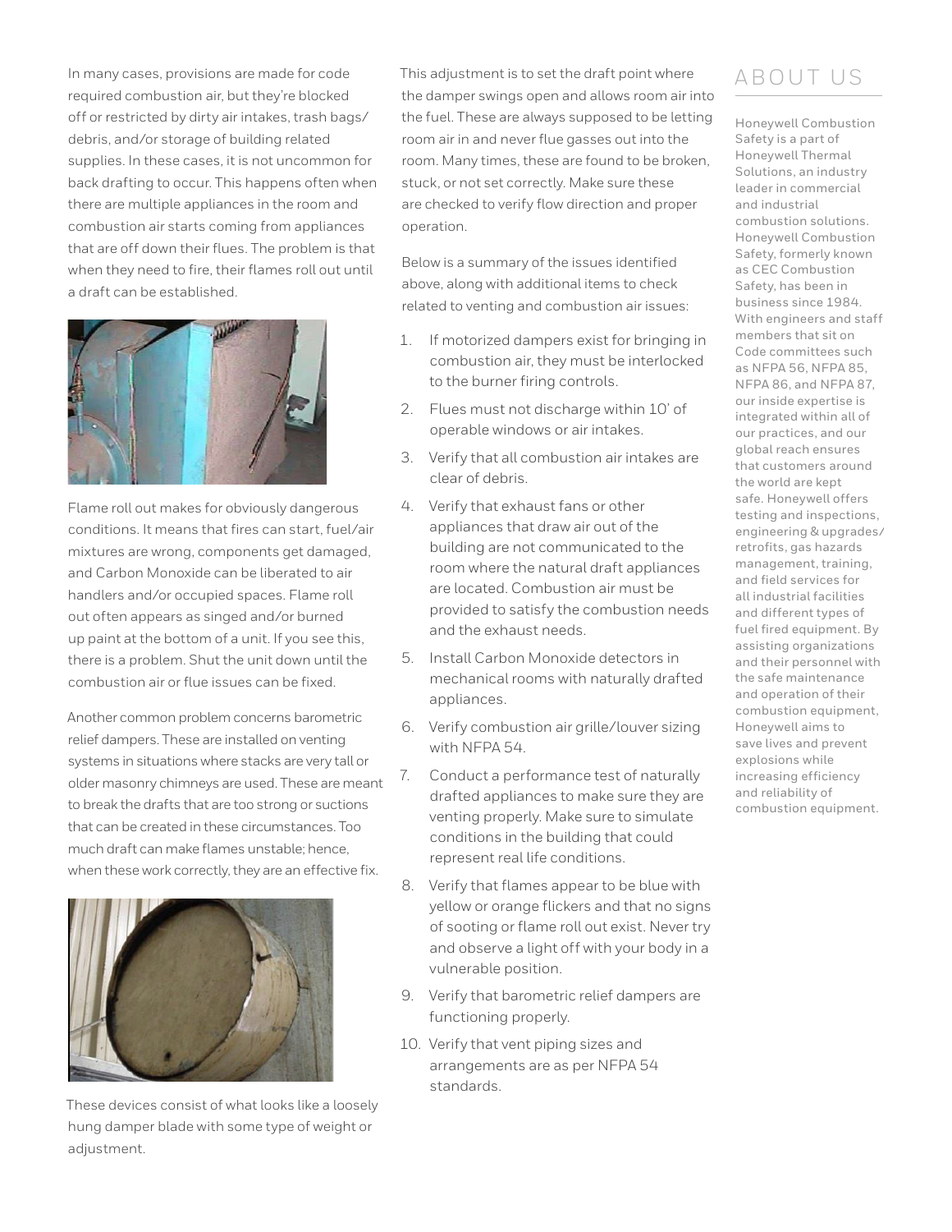In many cases, provisions are made for code required combustion air, but they're blocked off or restricted by dirty air intakes, trash bags/ debris, and/or storage of building related supplies. In these cases, it is not uncommon for back drafting to occur. This happens often when there are multiple appliances in the room and combustion air starts coming from appliances that are off down their flues. The problem is that when they need to fire, their flames roll out until a draft can be established.

Flame roll out makes for obviously dangerous conditions. It means that fires can start, fuel/air mixtures are wrong, components get damaged, and Carbon Monoxide can be liberated to air handlers and/or occupied spaces. Flame roll out often appears as singed and/or burned up paint at the bottom of a unit. If you see this, there is a problem. Shut the unit down until the combustion air or flue issues can be fixed.

Another common problem concerns barometric relief dampers. These are installed on venting systems in situations where stacks are very tall or older masonry chimneys are used. These are meant to break the drafts that are too strong or suctions that can be created in these circumstances. Too much draft can make flames unstable; hence, when these work correctly, they are an effective fix.

These devices consist of what looks like a loosely hung damper blade with some type of weight or adjustment.

This adjustment is to set the draft point where the damper swings open and allows room air into the fuel. These are always supposed to be letting room air in and never flue gasses out into the room. Many times, these are found to be broken, stuck, or not set correctly. Make sure these are checked to verify flow direction and proper operation.

Below is a summary of the issues identified above, along with additional items to check related to venting and combustion air issues:

1. If motorized dampers exist for bringing in combustion air, they must be interlocked to the burner firing controls.
2. Flues must not discharge within 10' of operable windows or air intakes.
3. Verify that all combustion air intakes are clear of debris.
4. Verify that exhaust fans or other appliances that draw air out of the building are not communicated to the room where the natural draft appliances are located. Combustion air must be provided to satisfy the combustion needs and the exhaust needs.
5. Install Carbon Monoxide detectors in mechanical rooms with naturally drafted appliances.
6. Verify combustion air grille/louver sizing with NFPA 54.
7. Conduct a performance test of naturally drafted appliances to make sure they are venting properly. Make sure to simulate conditions in the building that could represent real life conditions.
8. Verify that flames appear to be blue with yellow or orange flickers and that no signs of sooting or flame roll out exist. Never try and observe a light off with your body in a vulnerable position.
9. Verify that barometric relief dampers are functioning properly.
10. Verify that vent piping sizes and arrangements are as per NFPA 54 standards.

## ABOUT US

Honeywell Combustion Safety is a part of Honeywell Thermal Solutions, an industry leader in commercial and industrial combustion solutions. Honeywell Combustion Safety, formerly known as CEC Combustion Safety, has been in business since 1984. With engineers and staff members that sit on Code committees such as NFPA 56, NFPA 85, NFPA 86, and NFPA 87, our inside expertise is integrated within all of our practices, and our global reach ensures that customers around the world are kept safe. Honeywell offers testing and inspections, engineering & upgrades/ retrofits, gas hazards management, training, and field services for all industrial facilities and different types of fuel fired equipment. By assisting organizations and their personnel with the safe maintenance and operation of their combustion equipment, Honeywell aims to save lives and prevent explosions while increasing efficiency and reliability of combustion equipment.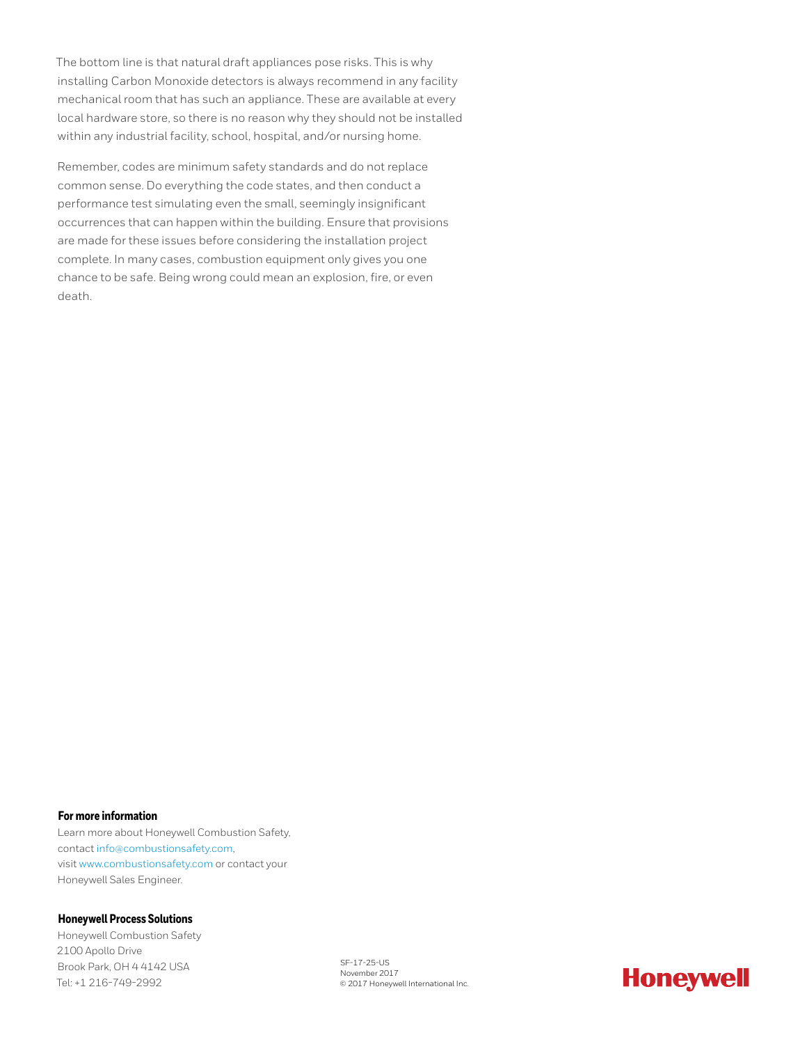The bottom line is that natural draft appliances pose risks. This is why installing Carbon Monoxide detectors is always recommend in any facility mechanical room that has such an appliance. These are available at every local hardware store, so there is no reason why they should not be installed within any industrial facility, school, hospital, and/or nursing home.

Remember, codes are minimum safety standards and do not replace common sense. Do everything the code states, and then conduct a performance test simulating even the small, seemingly insignificant occurrences that can happen within the building. Ensure that provisions are made for these issues before considering the installation project complete. In many cases, combustion equipment only gives you one chance to be safe. Being wrong could mean an explosion, fire, or even death.

**For more information**

Learn more about Honeywell Combustion Safety, contact info@combustionsafety.com, visit www.combustionsafety.com or contact your Honeywell Sales Engineer.

**Honeywell Process Solutions**

Honeywell Combustion Safety
2100 Apollo Drive
Brook Park, OH 4 4142 USA
Tel: +1 216-749-2992

SF-17-25-US
November 2017
© 2017 Honeywell International Inc.

Honeywell